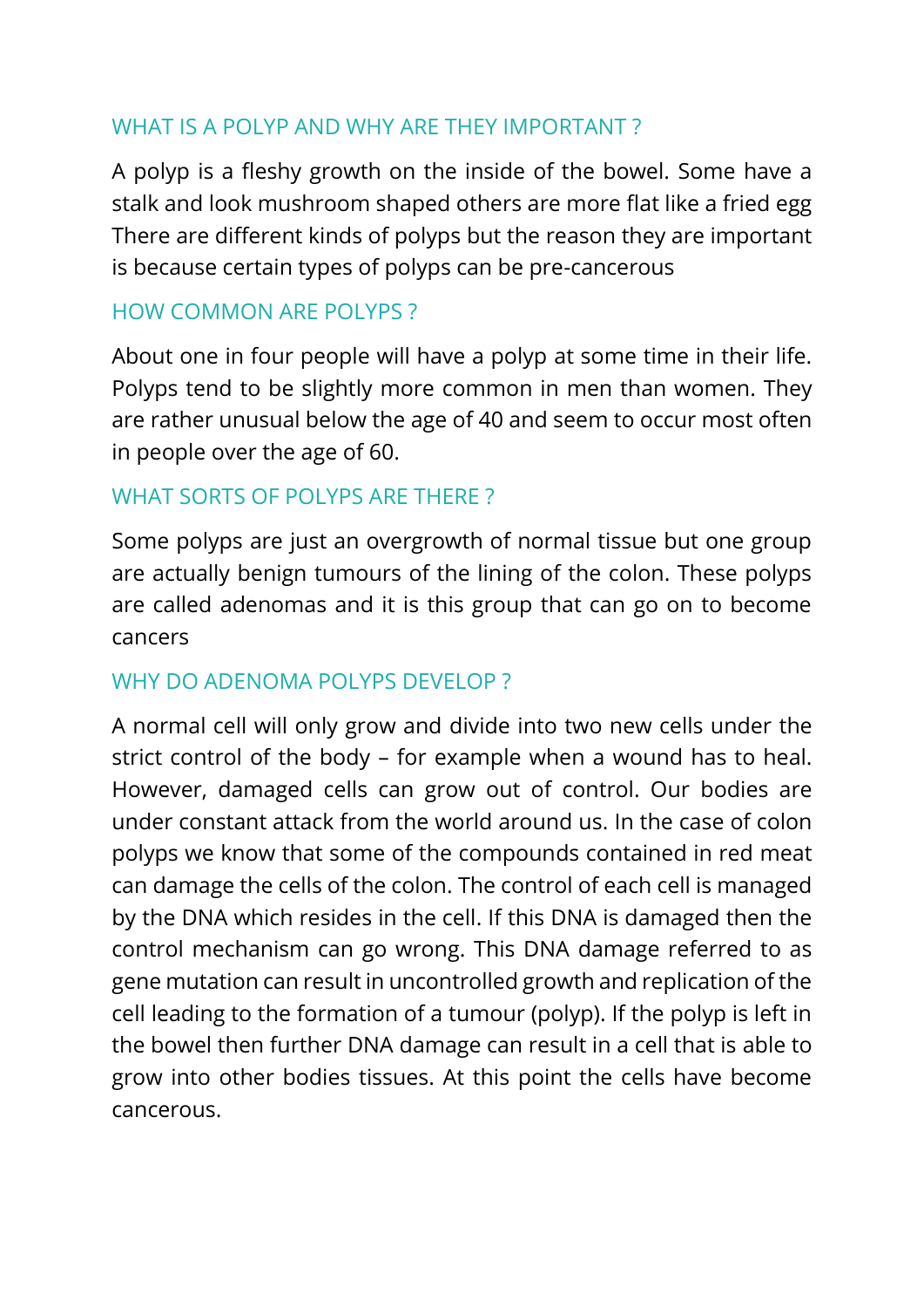## WHAT IS A POLYP AND WHY ARE THEY IMPORTANT ?

A polyp is a fleshy growth on the inside of the bowel. Some have a stalk and look mushroom shaped others are more flat like a fried egg There are different kinds of polyps but the reason they are important is because certain types of polyps can be pre-cancerous

## HOW COMMON ARE POLYPS ?

About one in four people will have a polyp at some time in their life. Polyps tend to be slightly more common in men than women. They are rather unusual below the age of 40 and seem to occur most often in people over the age of 60.

## WHAT SORTS OF POLYPS ARE THERE ?

Some polyps are just an overgrowth of normal tissue but one group are actually benign tumours of the lining of the colon. These polyps are called adenomas and it is this group that can go on to become cancers

## WHY DO ADENOMA POLYPS DEVELOP ?

A normal cell will only grow and divide into two new cells under the strict control of the body – for example when a wound has to heal. However, damaged cells can grow out of control. Our bodies are under constant attack from the world around us. In the case of colon polyps we know that some of the compounds contained in red meat can damage the cells of the colon. The control of each cell is managed by the DNA which resides in the cell. If this DNA is damaged then the control mechanism can go wrong. This DNA damage referred to as gene mutation can result in uncontrolled growth and replication of the cell leading to the formation of a tumour (polyp). If the polyp is left in the bowel then further DNA damage can result in a cell that is able to grow into other bodies tissues. At this point the cells have become cancerous.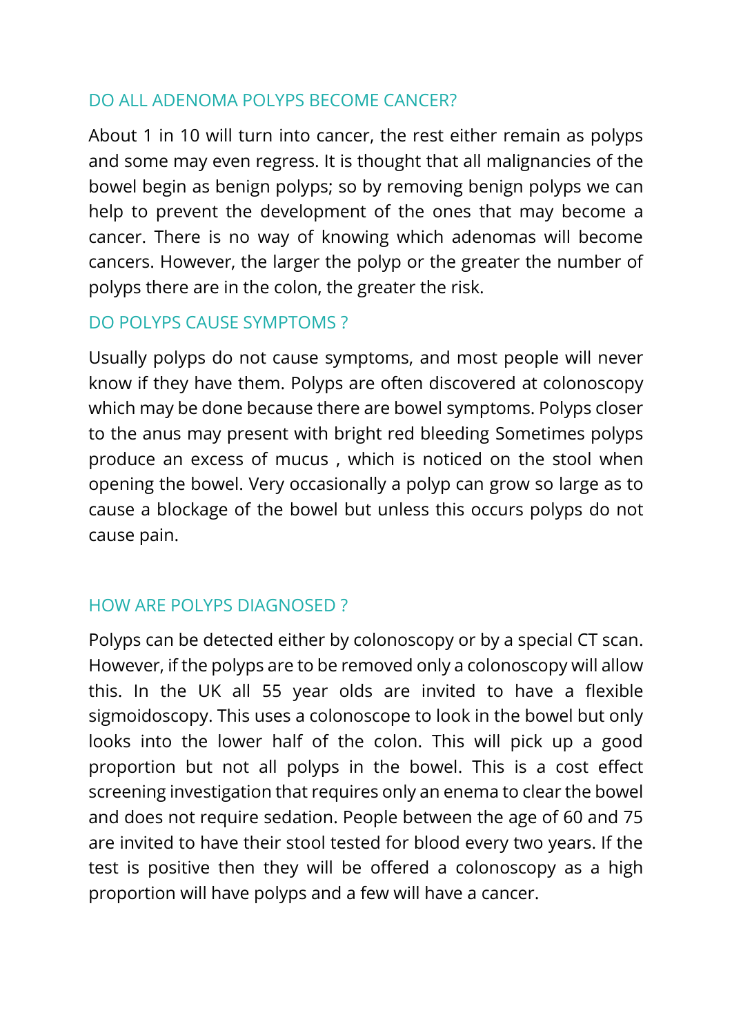## DO ALL ADENOMA POLYPS BECOME CANCER?

About 1 in 10 will turn into cancer, the rest either remain as polyps and some may even regress. It is thought that all malignancies of the bowel begin as benign polyps; so by removing benign polyps we can help to prevent the development of the ones that may become a cancer. There is no way of knowing which adenomas will become cancers. However, the larger the polyp or the greater the number of polyps there are in the colon, the greater the risk.

## DO POLYPS CAUSE SYMPTOMS ?

Usually polyps do not cause symptoms, and most people will never know if they have them. Polyps are often discovered at colonoscopy which may be done because there are bowel symptoms. Polyps closer to the anus may present with bright red bleeding Sometimes polyps produce an excess of mucus , which is noticed on the stool when opening the bowel. Very occasionally a polyp can grow so large as to cause a blockage of the bowel but unless this occurs polyps do not cause pain.

## HOW ARE POLYPS DIAGNOSED ?

Polyps can be detected either by colonoscopy or by a special CT scan. However, if the polyps are to be removed only a colonoscopy will allow this. In the UK all 55 year olds are invited to have a flexible sigmoidoscopy. This uses a colonoscope to look in the bowel but only looks into the lower half of the colon. This will pick up a good proportion but not all polyps in the bowel. This is a cost effect screening investigation that requires only an enema to clear the bowel and does not require sedation. People between the age of 60 and 75 are invited to have their stool tested for blood every two years. If the test is positive then they will be offered a colonoscopy as a high proportion will have polyps and a few will have a cancer.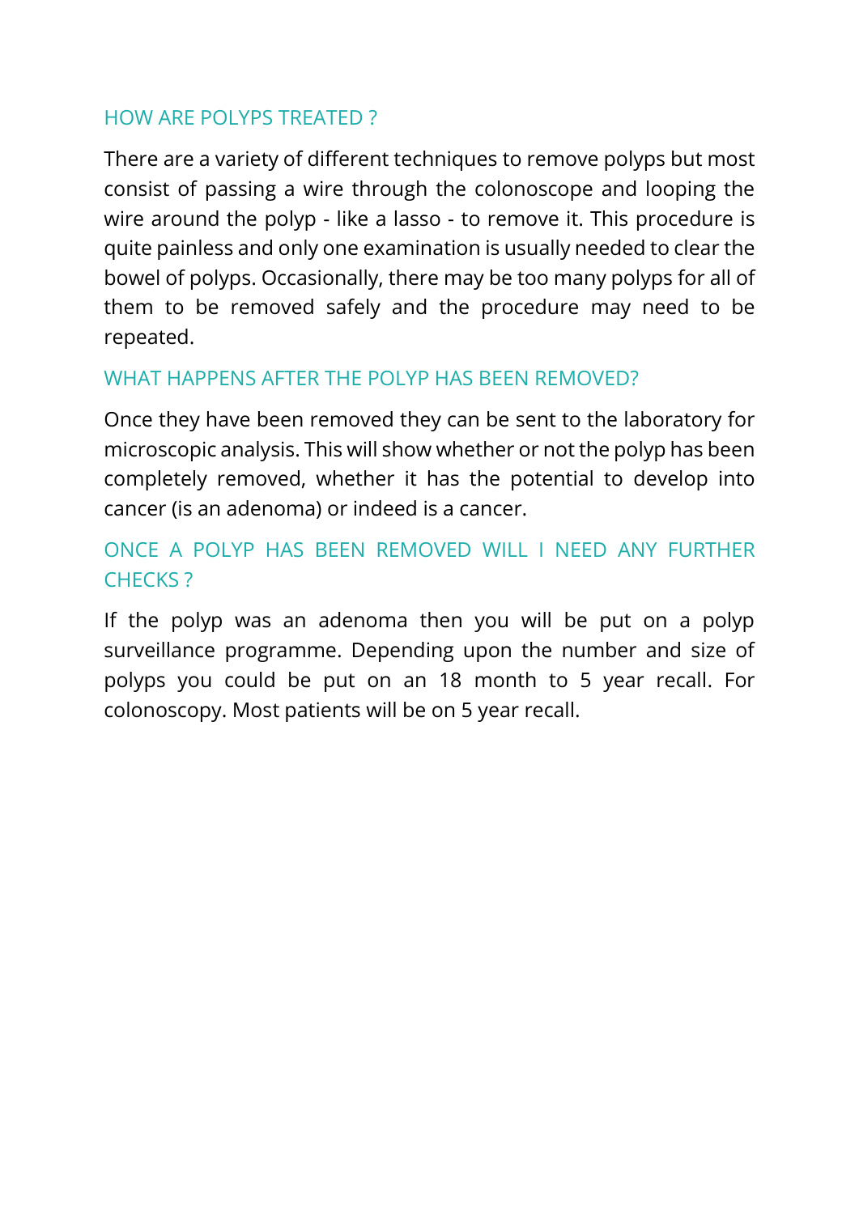## HOW ARE POLYPS TREATED ?

There are a variety of different techniques to remove polyps but most consist of passing a wire through the colonoscope and looping the wire around the polyp - like a lasso - to remove it. This procedure is quite painless and only one examination is usually needed to clear the bowel of polyps. Occasionally, there may be too many polyps for all of them to be removed safely and the procedure may need to be repeated.

## WHAT HAPPENS AFTER THE POLYP HAS BEEN REMOVED?

Once they have been removed they can be sent to the laboratory for microscopic analysis. This will show whether or not the polyp has been completely removed, whether it has the potential to develop into cancer (is an adenoma) or indeed is a cancer.

## ONCE A POLYP HAS BEEN REMOVED WILL I NEED ANY FURTHER CHECKS ?

If the polyp was an adenoma then you will be put on a polyp surveillance programme. Depending upon the number and size of polyps you could be put on an 18 month to 5 year recall. For colonoscopy. Most patients will be on 5 year recall.